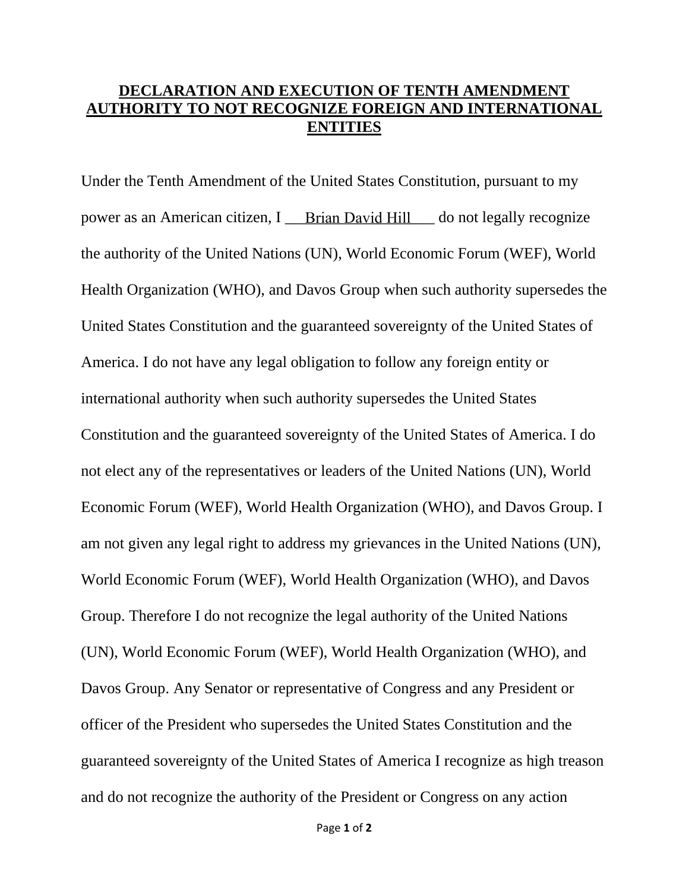# DECLARATION AND EXECUTION OF TENTH AMENDMENT AUTHORITY TO NOT RECOGNIZE FOREIGN AND INTERNATIONAL ENTITIES

Under the Tenth Amendment of the United States Constitution, pursuant to my power as an American citizen, I __Brian David Hill___ do not legally recognize the authority of the United Nations (UN), World Economic Forum (WEF), World Health Organization (WHO), and Davos Group when such authority supersedes the United States Constitution and the guaranteed sovereignty of the United States of America. I do not have any legal obligation to follow any foreign entity or international authority when such authority supersedes the United States Constitution and the guaranteed sovereignty of the United States of America. I do not elect any of the representatives or leaders of the United Nations (UN), World Economic Forum (WEF), World Health Organization (WHO), and Davos Group. I am not given any legal right to address my grievances in the United Nations (UN), World Economic Forum (WEF), World Health Organization (WHO), and Davos Group. Therefore I do not recognize the legal authority of the United Nations (UN), World Economic Forum (WEF), World Health Organization (WHO), and Davos Group. Any Senator or representative of Congress and any President or officer of the President who supersedes the United States Constitution and the guaranteed sovereignty of the United States of America I recognize as high treason and do not recognize the authority of the President or Congress on any action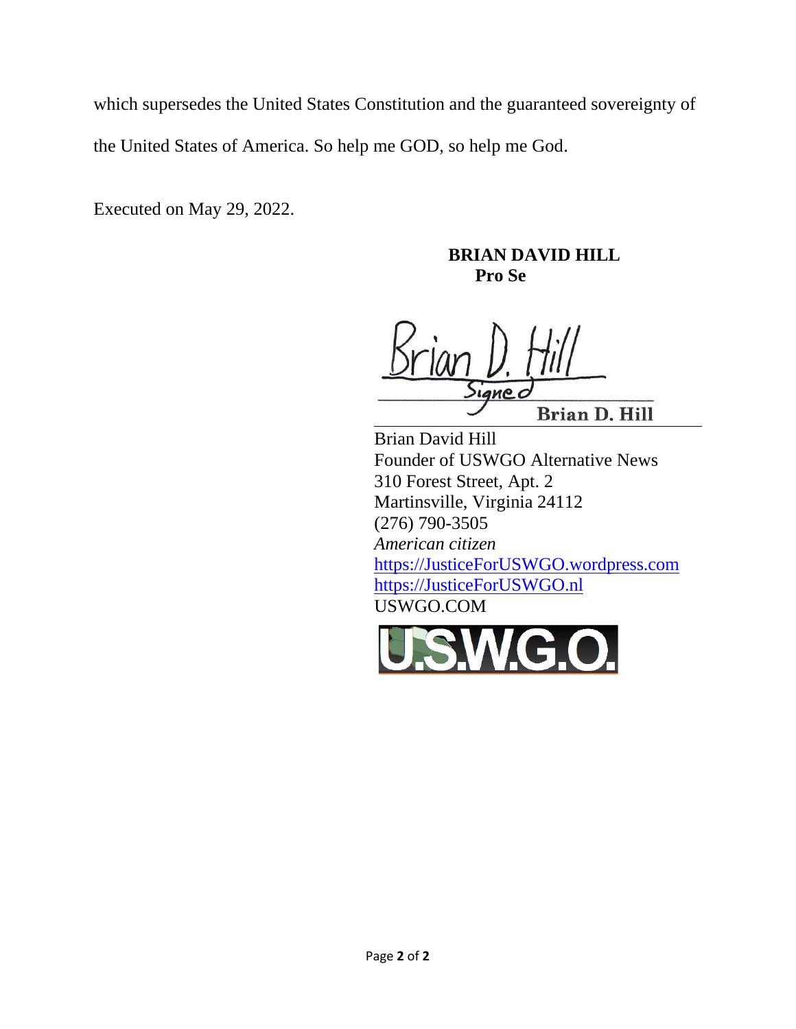which supersedes the United States Constitution and the guaranteed sovereignty of the United States of America. So help me GOD, so help me God.

Executed on May 29, 2022.

**BRIAN DAVID HILL**
**Pro Se**

Brian D. Hill
Signed
Brian D. Hill

Brian David Hill
Founder of USWGO Alternative News
310 Forest Street, Apt. 2
Martinsville, Virginia 24112
(276) 790-3505
*American citizen*
https://JusticeForUSWGO.wordpress.com
https://JusticeForUSWGO.nl
USWGO.COM

U.S.W.G.O.